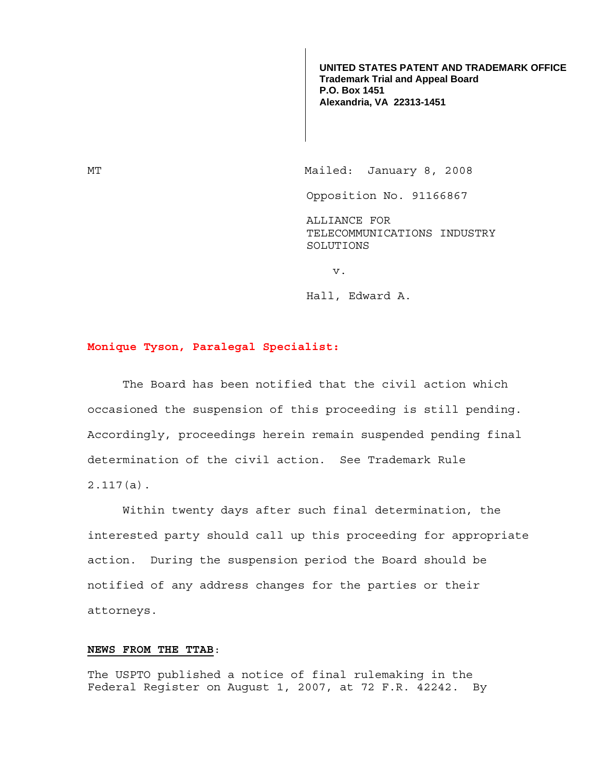**UNITED STATES PATENT AND TRADEMARK OFFICE**
**Trademark Trial and Appeal Board**
**P.O. Box 1451**
**Alexandria, VA 22313-1451**

MT

Mailed: January 8, 2008

Opposition No. 91166867

ALLIANCE FOR TELECOMMUNICATIONS INDUSTRY SOLUTIONS

v.

Hall, Edward A.

**Monique Tyson, Paralegal Specialist:**

The Board has been notified that the civil action which occasioned the suspension of this proceeding is still pending. Accordingly, proceedings herein remain suspended pending final determination of the civil action. See Trademark Rule 2.117(a).

Within twenty days after such final determination, the interested party should call up this proceeding for appropriate action. During the suspension period the Board should be notified of any address changes for the parties or their attorneys.

**NEWS FROM THE TTAB**:

The USPTO published a notice of final rulemaking in the Federal Register on August 1, 2007, at 72 F.R. 42242. By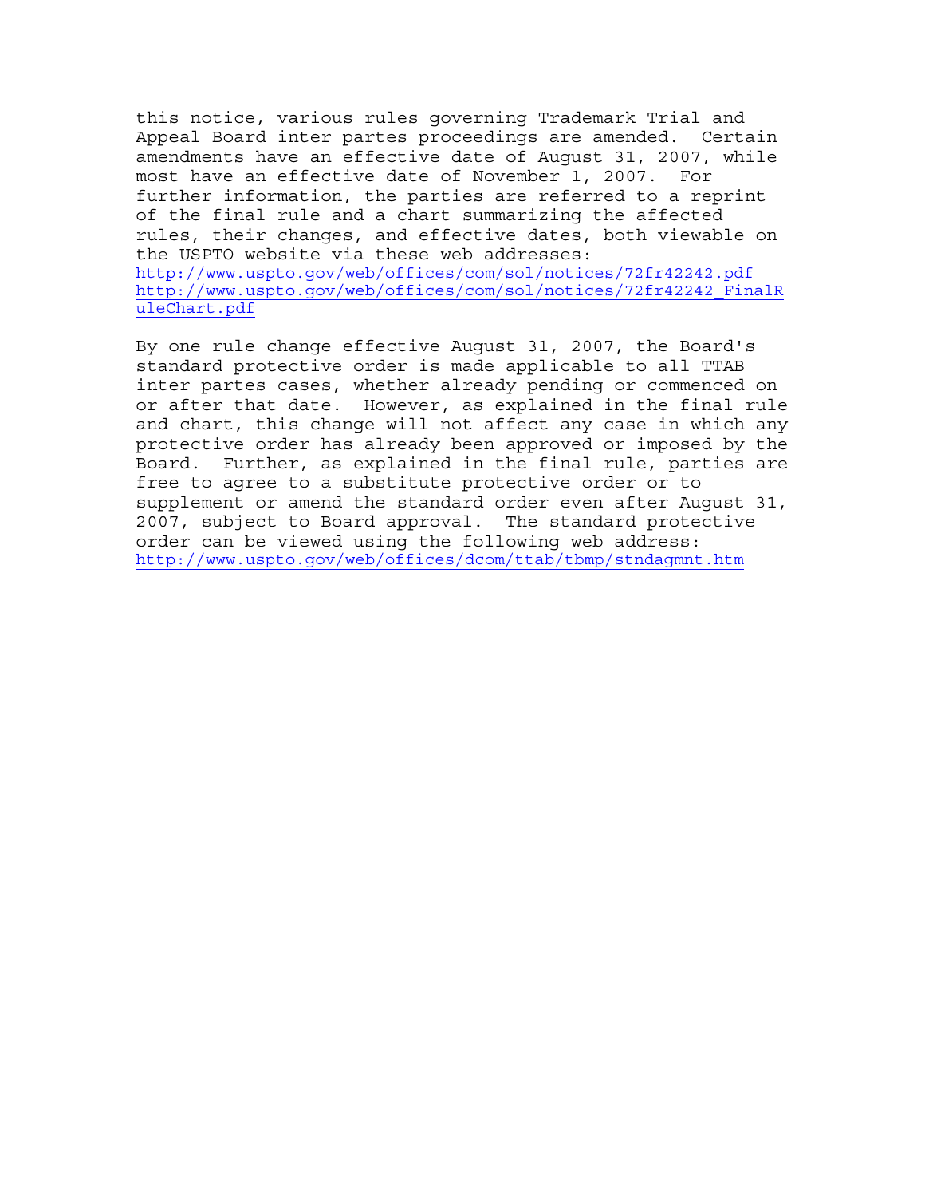this notice, various rules governing Trademark Trial and Appeal Board inter partes proceedings are amended. Certain amendments have an effective date of August 31, 2007, while most have an effective date of November 1, 2007. For further information, the parties are referred to a reprint of the final rule and a chart summarizing the affected rules, their changes, and effective dates, both viewable on the USPTO website via these web addresses:
http://www.uspto.gov/web/offices/com/sol/notices/72fr42242.pdf
http://www.uspto.gov/web/offices/com/sol/notices/72fr42242_FinalRuleChart.pdf

By one rule change effective August 31, 2007, the Board's standard protective order is made applicable to all TTAB inter partes cases, whether already pending or commenced on or after that date. However, as explained in the final rule and chart, this change will not affect any case in which any protective order has already been approved or imposed by the Board. Further, as explained in the final rule, parties are free to agree to a substitute protective order or to supplement or amend the standard order even after August 31, 2007, subject to Board approval. The standard protective order can be viewed using the following web address:
http://www.uspto.gov/web/offices/dcom/ttab/tbmp/stndagmnt.htm